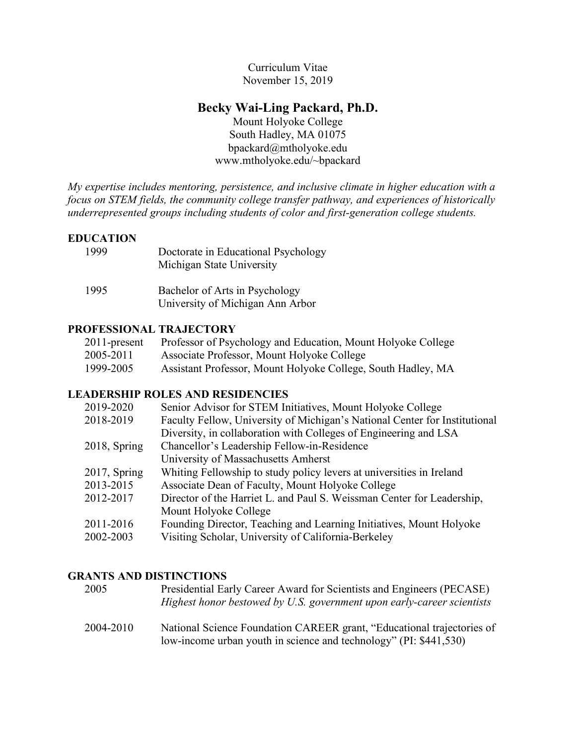Curriculum Vitae
November 15, 2019

# Becky Wai-Ling Packard, Ph.D.

Mount Holyoke College
South Hadley, MA 01075
bpackard@mtholyoke.edu
www.mtholyoke.edu/~bpackard

*My expertise includes mentoring, persistence, and inclusive climate in higher education with a focus on STEM fields, the community college transfer pathway, and experiences of historically underrepresented groups including students of color and first-generation college students.*

## EDUCATION

| | |
|---|---|
| 1999 | Doctorate in Educational Psychology<br>Michigan State University |
| 1995 | Bachelor of Arts in Psychology<br>University of Michigan Ann Arbor |

## PROFESSIONAL TRAJECTORY

| | |
|---|---|
| 2011-present | Professor of Psychology and Education, Mount Holyoke College |
| 2005-2011 | Associate Professor, Mount Holyoke College |
| 1999-2005 | Assistant Professor, Mount Holyoke College, South Hadley, MA |

## LEADERSHIP ROLES AND RESIDENCIES

| | |
|---|---|
| 2019-2020 | Senior Advisor for STEM Initiatives, Mount Holyoke College |
| 2018-2019 | Faculty Fellow, University of Michigan's National Center for Institutional Diversity, in collaboration with Colleges of Engineering and LSA |
| 2018, Spring | Chancellor's Leadership Fellow-in-Residence<br>University of Massachusetts Amherst |
| 2017, Spring | Whiting Fellowship to study policy levers at universities in Ireland |
| 2013-2015 | Associate Dean of Faculty, Mount Holyoke College |
| 2012-2017 | Director of the Harriet L. and Paul S. Weissman Center for Leadership, Mount Holyoke College |
| 2011-2016 | Founding Director, Teaching and Learning Initiatives, Mount Holyoke |
| 2002-2003 | Visiting Scholar, University of California-Berkeley |

## GRANTS AND DISTINCTIONS

| | |
|---|---|
| 2005 | Presidential Early Career Award for Scientists and Engineers (PECASE)<br>*Highest honor bestowed by U.S. government upon early-career scientists* |
| 2004-2010 | National Science Foundation CAREER grant, "Educational trajectories of low-income urban youth in science and technology" (PI: $441,530) |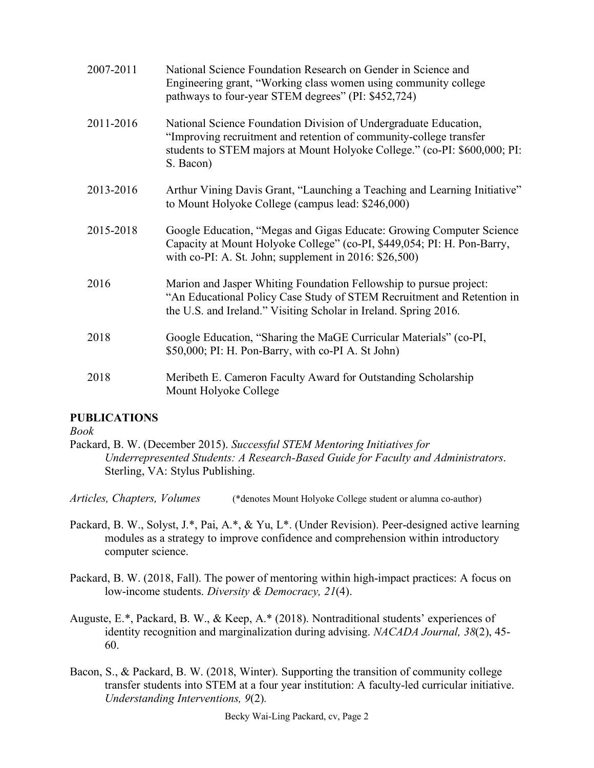| | |
|---|---|
| 2007-2011 | National Science Foundation Research on Gender in Science and Engineering grant, "Working class women using community college pathways to four-year STEM degrees" (PI: $452,724) |
| 2011-2016 | National Science Foundation Division of Undergraduate Education, "Improving recruitment and retention of community-college transfer students to STEM majors at Mount Holyoke College." (co-PI: $600,000; PI: S. Bacon) |
| 2013-2016 | Arthur Vining Davis Grant, "Launching a Teaching and Learning Initiative" to Mount Holyoke College (campus lead: $246,000) |
| 2015-2018 | Google Education, "Megas and Gigas Educate: Growing Computer Science Capacity at Mount Holyoke College" (co-PI, $449,054; PI: H. Pon-Barry, with co-PI: A. St. John; supplement in 2016: $26,500) |
| 2016 | Marion and Jasper Whiting Foundation Fellowship to pursue project: "An Educational Policy Case Study of STEM Recruitment and Retention in the U.S. and Ireland." Visiting Scholar in Ireland. Spring 2016. |
| 2018 | Google Education, "Sharing the MaGE Curricular Materials" (co-PI, $50,000; PI: H. Pon-Barry, with co-PI A. St John) |
| 2018 | Meribeth E. Cameron Faculty Award for Outstanding Scholarship Mount Holyoke College |

## PUBLICATIONS

*Book*

Packard, B. W. (December 2015). *Successful STEM Mentoring Initiatives for Underrepresented Students: A Research-Based Guide for Faculty and Administrators*. Sterling, VA: Stylus Publishing.

*Articles, Chapters, Volumes* (*denotes Mount Holyoke College student or alumna co-author)

Packard, B. W., Solyst, J.*, Pai, A.*, & Yu, L*. (Under Revision). Peer-designed active learning modules as a strategy to improve confidence and comprehension within introductory computer science.

Packard, B. W. (2018, Fall). The power of mentoring within high-impact practices: A focus on low-income students. *Diversity & Democracy, 21*(4).

Auguste, E.*, Packard, B. W., & Keep, A.* (2018). Nontraditional students' experiences of identity recognition and marginalization during advising. *NACADA Journal, 38*(2), 45-60.

Bacon, S., & Packard, B. W. (2018, Winter). Supporting the transition of community college transfer students into STEM at a four year institution: A faculty-led curricular initiative. *Understanding Interventions, 9*(2).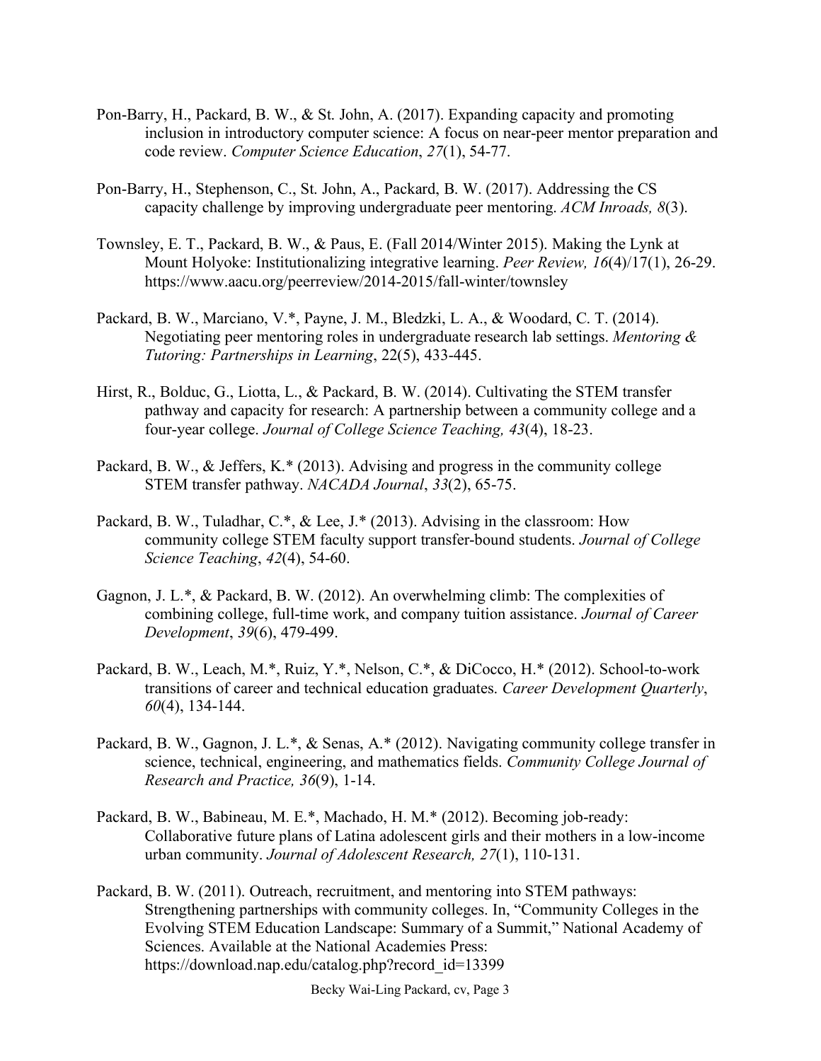Pon-Barry, H., Packard, B. W., & St. John, A. (2017). Expanding capacity and promoting inclusion in introductory computer science: A focus on near-peer mentor preparation and code review. *Computer Science Education*, *27*(1), 54-77.

Pon-Barry, H., Stephenson, C., St. John, A., Packard, B. W. (2017). Addressing the CS capacity challenge by improving undergraduate peer mentoring. *ACM Inroads, 8*(3).

Townsley, E. T., Packard, B. W., & Paus, E. (Fall 2014/Winter 2015). Making the Lynk at Mount Holyoke: Institutionalizing integrative learning. *Peer Review, 16*(4)/17(1), 26-29. https://www.aacu.org/peerreview/2014-2015/fall-winter/townsley

Packard, B. W., Marciano, V.*, Payne, J. M., Bledzki, L. A., & Woodard, C. T. (2014). Negotiating peer mentoring roles in undergraduate research lab settings. *Mentoring & Tutoring: Partnerships in Learning*, 22(5), 433-445.

Hirst, R., Bolduc, G., Liotta, L., & Packard, B. W. (2014). Cultivating the STEM transfer pathway and capacity for research: A partnership between a community college and a four-year college. *Journal of College Science Teaching, 43*(4), 18-23.

Packard, B. W., & Jeffers, K.* (2013). Advising and progress in the community college STEM transfer pathway. *NACADA Journal*, *33*(2), 65-75.

Packard, B. W., Tuladhar, C.*, & Lee, J.* (2013). Advising in the classroom: How community college STEM faculty support transfer-bound students. *Journal of College Science Teaching*, *42*(4), 54-60.

Gagnon, J. L.*, & Packard, B. W. (2012). An overwhelming climb: The complexities of combining college, full-time work, and company tuition assistance. *Journal of Career Development*, *39*(6), 479-499.

Packard, B. W., Leach, M.*, Ruiz, Y.*, Nelson, C.*, & DiCocco, H.* (2012). School-to-work transitions of career and technical education graduates. *Career Development Quarterly*, *60*(4), 134-144.

Packard, B. W., Gagnon, J. L.*, & Senas, A.* (2012). Navigating community college transfer in science, technical, engineering, and mathematics fields. *Community College Journal of Research and Practice, 36*(9), 1-14.

Packard, B. W., Babineau, M. E.*, Machado, H. M.* (2012). Becoming job-ready: Collaborative future plans of Latina adolescent girls and their mothers in a low-income urban community. *Journal of Adolescent Research, 27*(1), 110-131.

Packard, B. W. (2011). Outreach, recruitment, and mentoring into STEM pathways: Strengthening partnerships with community colleges. In, "Community Colleges in the Evolving STEM Education Landscape: Summary of a Summit," National Academy of Sciences. Available at the National Academies Press: https://download.nap.edu/catalog.php?record_id=13399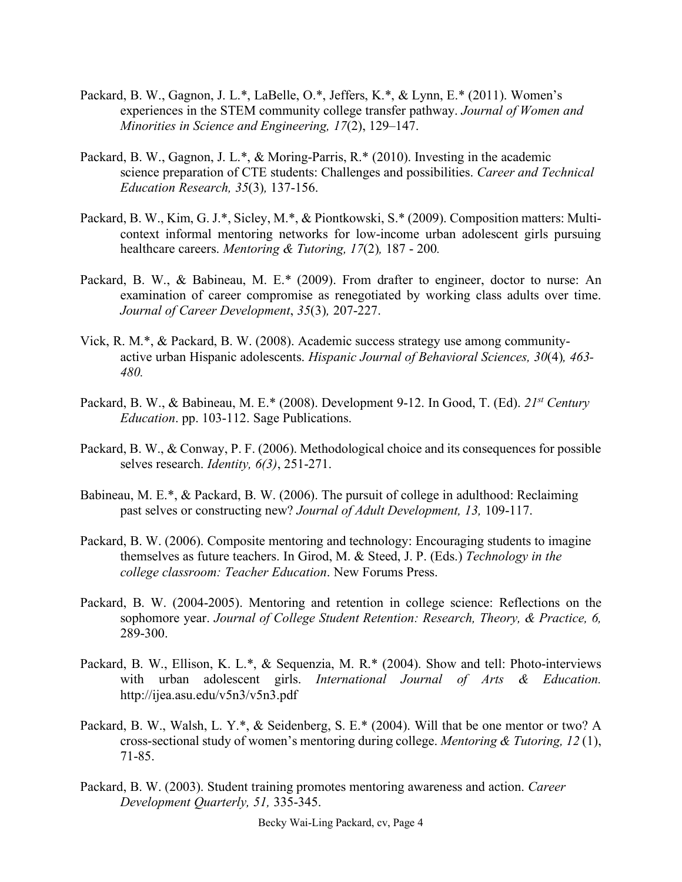Packard, B. W., Gagnon, J. L.*, LaBelle, O.*, Jeffers, K.*, & Lynn, E.* (2011). Women's experiences in the STEM community college transfer pathway. *Journal of Women and Minorities in Science and Engineering, 17*(2), 129–147.

Packard, B. W., Gagnon, J. L.*, & Moring-Parris, R.* (2010). Investing in the academic science preparation of CTE students: Challenges and possibilities. *Career and Technical Education Research, 35*(3)*,* 137-156.

Packard, B. W., Kim, G. J.*, Sicley, M.*, & Piontkowski, S.* (2009). Composition matters: Multi-context informal mentoring networks for low-income urban adolescent girls pursuing healthcare careers. *Mentoring & Tutoring, 17*(2)*,* 187 - 200*.*

Packard, B. W., & Babineau, M. E.* (2009). From drafter to engineer, doctor to nurse: An examination of career compromise as renegotiated by working class adults over time. *Journal of Career Development*, *35*(3)*,* 207-227.

Vick, R. M.*, & Packard, B. W. (2008). Academic success strategy use among community-active urban Hispanic adolescents. *Hispanic Journal of Behavioral Sciences, 30*(4)*, 463-480.*

Packard, B. W., & Babineau, M. E.* (2008). Development 9-12. In Good, T. (Ed). *21st Century Education*. pp. 103-112. Sage Publications.

Packard, B. W., & Conway, P. F. (2006). Methodological choice and its consequences for possible selves research. *Identity, 6(3)*, 251-271.

Babineau, M. E.*, & Packard, B. W. (2006). The pursuit of college in adulthood: Reclaiming past selves or constructing new? *Journal of Adult Development, 13,* 109-117.

Packard, B. W. (2006). Composite mentoring and technology: Encouraging students to imagine themselves as future teachers. In Girod, M. & Steed, J. P. (Eds.) *Technology in the college classroom: Teacher Education*. New Forums Press.

Packard, B. W. (2004-2005). Mentoring and retention in college science: Reflections on the sophomore year. *Journal of College Student Retention: Research, Theory, & Practice, 6,* 289-300.

Packard, B. W., Ellison, K. L.*, & Sequenzia, M. R.* (2004). Show and tell: Photo-interviews with urban adolescent girls. *International Journal of Arts & Education.* http://ijea.asu.edu/v5n3/v5n3.pdf

Packard, B. W., Walsh, L. Y.*, & Seidenberg, S. E.* (2004). Will that be one mentor or two? A cross-sectional study of women's mentoring during college. *Mentoring & Tutoring, 12* (1), 71-85.

Packard, B. W. (2003). Student training promotes mentoring awareness and action. *Career Development Quarterly, 51,* 335-345.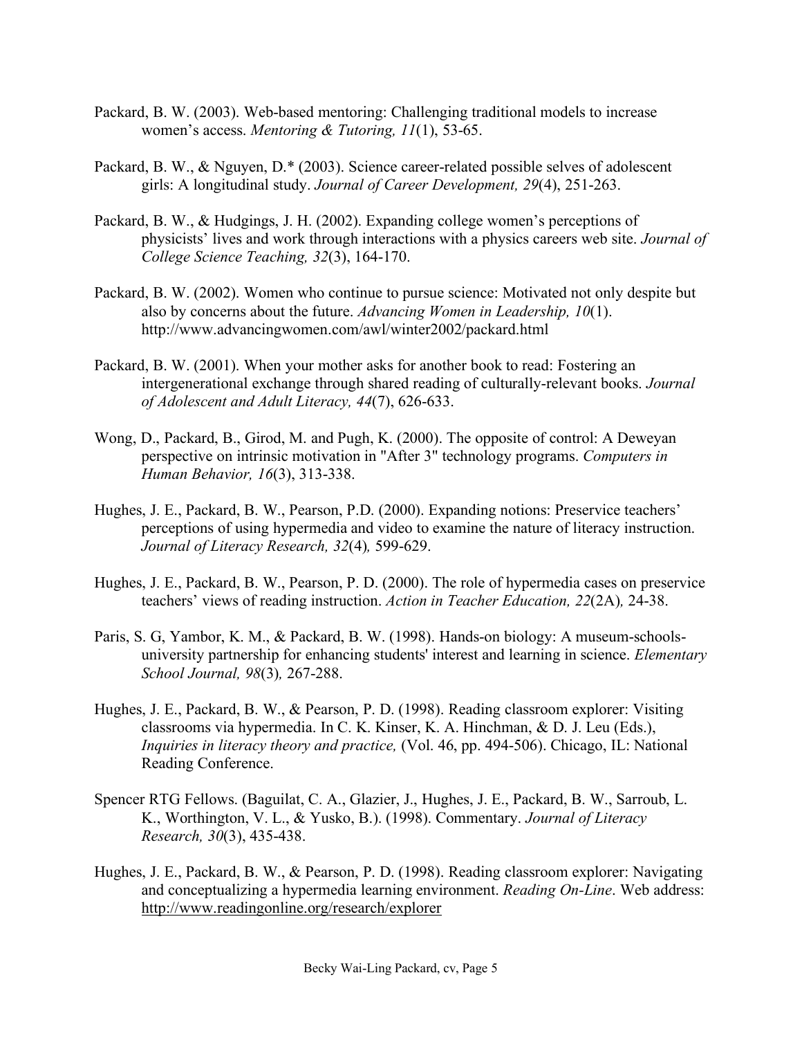Packard, B. W. (2003). Web-based mentoring: Challenging traditional models to increase women's access. *Mentoring & Tutoring, 11*(1), 53-65.

Packard, B. W., & Nguyen, D.* (2003). Science career-related possible selves of adolescent girls: A longitudinal study. *Journal of Career Development, 29*(4), 251-263.

Packard, B. W., & Hudgings, J. H. (2002). Expanding college women's perceptions of physicists' lives and work through interactions with a physics careers web site. *Journal of College Science Teaching, 32*(3), 164-170.

Packard, B. W. (2002). Women who continue to pursue science: Motivated not only despite but also by concerns about the future. *Advancing Women in Leadership, 10*(1). http://www.advancingwomen.com/awl/winter2002/packard.html

Packard, B. W. (2001). When your mother asks for another book to read: Fostering an intergenerational exchange through shared reading of culturally-relevant books. *Journal of Adolescent and Adult Literacy, 44*(7), 626-633.

Wong, D., Packard, B., Girod, M. and Pugh, K. (2000). The opposite of control: A Deweyan perspective on intrinsic motivation in "After 3" technology programs. *Computers in Human Behavior, 16*(3), 313-338.

Hughes, J. E., Packard, B. W., Pearson, P.D. (2000). Expanding notions: Preservice teachers' perceptions of using hypermedia and video to examine the nature of literacy instruction. *Journal of Literacy Research, 32*(4)*,* 599-629.

Hughes, J. E., Packard, B. W., Pearson, P. D. (2000). The role of hypermedia cases on preservice teachers' views of reading instruction. *Action in Teacher Education, 22*(2A)*,* 24-38.

Paris, S. G, Yambor, K. M., & Packard, B. W. (1998). Hands-on biology: A museum-schools-university partnership for enhancing students' interest and learning in science. *Elementary School Journal, 98*(3)*,* 267-288.

Hughes, J. E., Packard, B. W., & Pearson, P. D. (1998). Reading classroom explorer: Visiting classrooms via hypermedia. In C. K. Kinser, K. A. Hinchman, & D. J. Leu (Eds.), *Inquiries in literacy theory and practice,* (Vol. 46, pp. 494-506). Chicago, IL: National Reading Conference.

Spencer RTG Fellows. (Baguilat, C. A., Glazier, J., Hughes, J. E., Packard, B. W., Sarroub, L. K., Worthington, V. L., & Yusko, B.). (1998). Commentary. *Journal of Literacy Research, 30*(3), 435-438.

Hughes, J. E., Packard, B. W., & Pearson, P. D. (1998). Reading classroom explorer: Navigating and conceptualizing a hypermedia learning environment. *Reading On-Line*. Web address: http://www.readingonline.org/research/explorer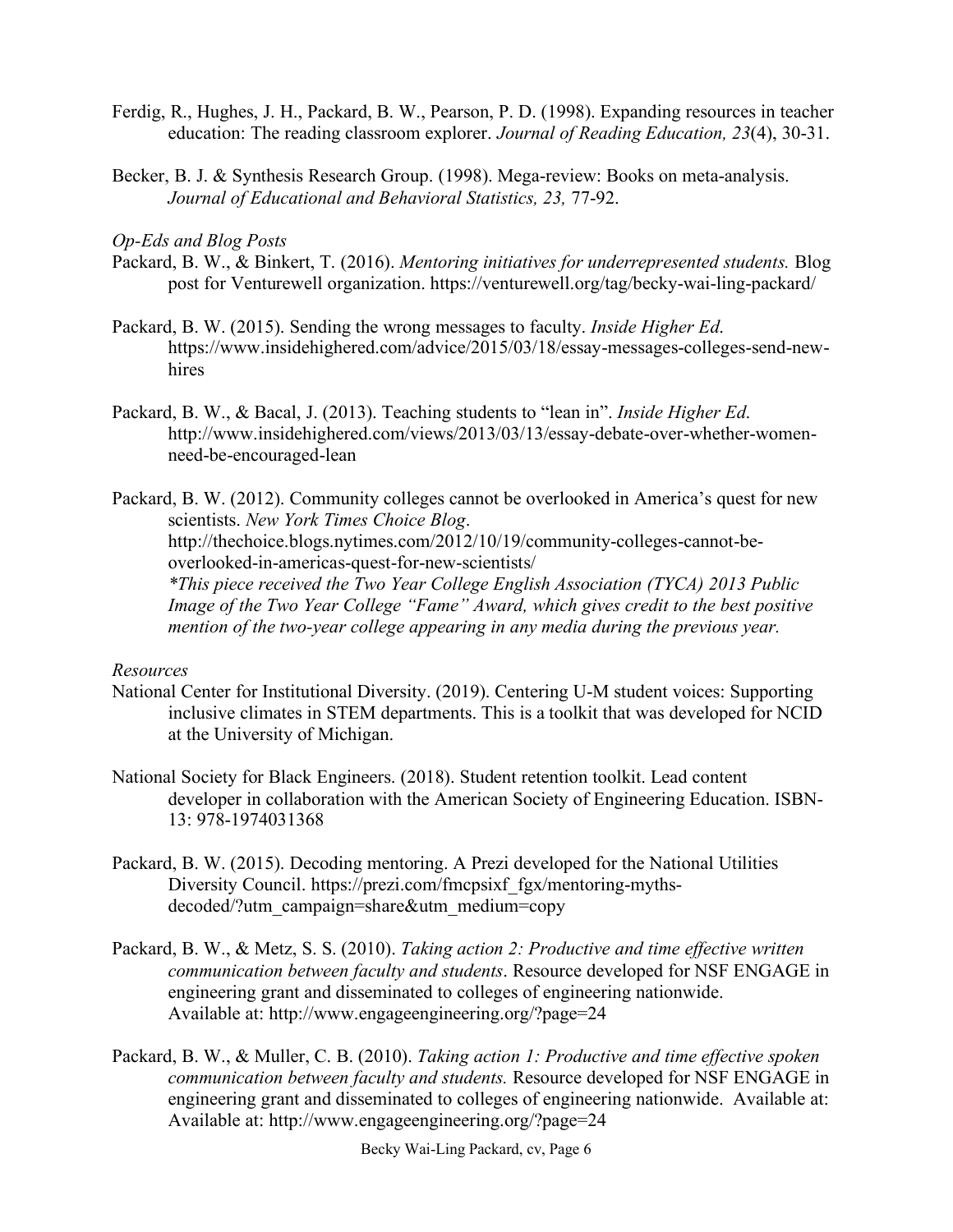Ferdig, R., Hughes, J. H., Packard, B. W., Pearson, P. D. (1998). Expanding resources in teacher education: The reading classroom explorer. *Journal of Reading Education, 23*(4), 30-31.

Becker, B. J. & Synthesis Research Group. (1998). Mega-review: Books on meta-analysis. *Journal of Educational and Behavioral Statistics, 23,* 77-92.

*Op-Eds and Blog Posts*

Packard, B. W., & Binkert, T. (2016). *Mentoring initiatives for underrepresented students.* Blog post for Venturewell organization. https://venturewell.org/tag/becky-wai-ling-packard/

Packard, B. W. (2015). Sending the wrong messages to faculty. *Inside Higher Ed.* https://www.insidehighered.com/advice/2015/03/18/essay-messages-colleges-send-new-hires

Packard, B. W., & Bacal, J. (2013). Teaching students to "lean in". *Inside Higher Ed.* http://www.insidehighered.com/views/2013/03/13/essay-debate-over-whether-women-need-be-encouraged-lean

Packard, B. W. (2012). Community colleges cannot be overlooked in America's quest for new scientists. *New York Times Choice Blog*. http://thechoice.blogs.nytimes.com/2012/10/19/community-colleges-cannot-be-overlooked-in-americas-quest-for-new-scientists/
*\*This piece received the Two Year College English Association (TYCA) 2013 Public Image of the Two Year College "Fame" Award, which gives credit to the best positive mention of the two-year college appearing in any media during the previous year.*

*Resources*

National Center for Institutional Diversity. (2019). Centering U-M student voices: Supporting inclusive climates in STEM departments. This is a toolkit that was developed for NCID at the University of Michigan.

National Society for Black Engineers. (2018). Student retention toolkit. Lead content developer in collaboration with the American Society of Engineering Education. ISBN-13: 978-1974031368

Packard, B. W. (2015). Decoding mentoring. A Prezi developed for the National Utilities Diversity Council. https://prezi.com/fmcpsixf_fgx/mentoring-myths-decoded/?utm_campaign=share&utm_medium=copy

Packard, B. W., & Metz, S. S. (2010). *Taking action 2: Productive and time effective written communication between faculty and students*. Resource developed for NSF ENGAGE in engineering grant and disseminated to colleges of engineering nationwide. Available at: http://www.engageengineering.org/?page=24

Packard, B. W., & Muller, C. B. (2010). *Taking action 1: Productive and time effective spoken communication between faculty and students.* Resource developed for NSF ENGAGE in engineering grant and disseminated to colleges of engineering nationwide. Available at: Available at: http://www.engageengineering.org/?page=24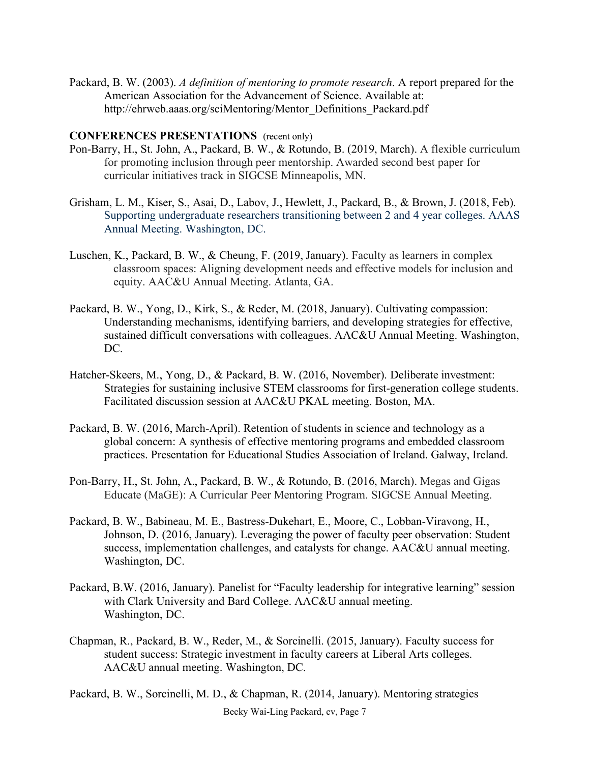Packard, B. W. (2003). *A definition of mentoring to promote research*. A report prepared for the American Association for the Advancement of Science. Available at: http://ehrweb.aaas.org/sciMentoring/Mentor_Definitions_Packard.pdf

**CONFERENCES PRESENTATIONS** (recent only)

Pon-Barry, H., St. John, A., Packard, B. W., & Rotundo, B. (2019, March). A flexible curriculum for promoting inclusion through peer mentorship. Awarded second best paper for curricular initiatives track in SIGCSE Minneapolis, MN.

Grisham, L. M., Kiser, S., Asai, D., Labov, J., Hewlett, J., Packard, B., & Brown, J. (2018, Feb). Supporting undergraduate researchers transitioning between 2 and 4 year colleges. AAAS Annual Meeting. Washington, DC.

Luschen, K., Packard, B. W., & Cheung, F. (2019, January). Faculty as learners in complex classroom spaces: Aligning development needs and effective models for inclusion and equity. AAC&U Annual Meeting. Atlanta, GA.

Packard, B. W., Yong, D., Kirk, S., & Reder, M. (2018, January). Cultivating compassion: Understanding mechanisms, identifying barriers, and developing strategies for effective, sustained difficult conversations with colleagues. AAC&U Annual Meeting. Washington, DC.

Hatcher-Skeers, M., Yong, D., & Packard, B. W. (2016, November). Deliberate investment: Strategies for sustaining inclusive STEM classrooms for first-generation college students. Facilitated discussion session at AAC&U PKAL meeting. Boston, MA.

Packard, B. W. (2016, March-April). Retention of students in science and technology as a global concern: A synthesis of effective mentoring programs and embedded classroom practices. Presentation for Educational Studies Association of Ireland. Galway, Ireland.

Pon-Barry, H., St. John, A., Packard, B. W., & Rotundo, B. (2016, March). Megas and Gigas Educate (MaGE): A Curricular Peer Mentoring Program. SIGCSE Annual Meeting.

Packard, B. W., Babineau, M. E., Bastress-Dukehart, E., Moore, C., Lobban-Viravong, H., Johnson, D. (2016, January). Leveraging the power of faculty peer observation: Student success, implementation challenges, and catalysts for change. AAC&U annual meeting. Washington, DC.

Packard, B.W. (2016, January). Panelist for "Faculty leadership for integrative learning" session with Clark University and Bard College. AAC&U annual meeting. Washington, DC.

Chapman, R., Packard, B. W., Reder, M., & Sorcinelli. (2015, January). Faculty success for student success: Strategic investment in faculty careers at Liberal Arts colleges. AAC&U annual meeting. Washington, DC.

Packard, B. W., Sorcinelli, M. D., & Chapman, R. (2014, January). Mentoring strategies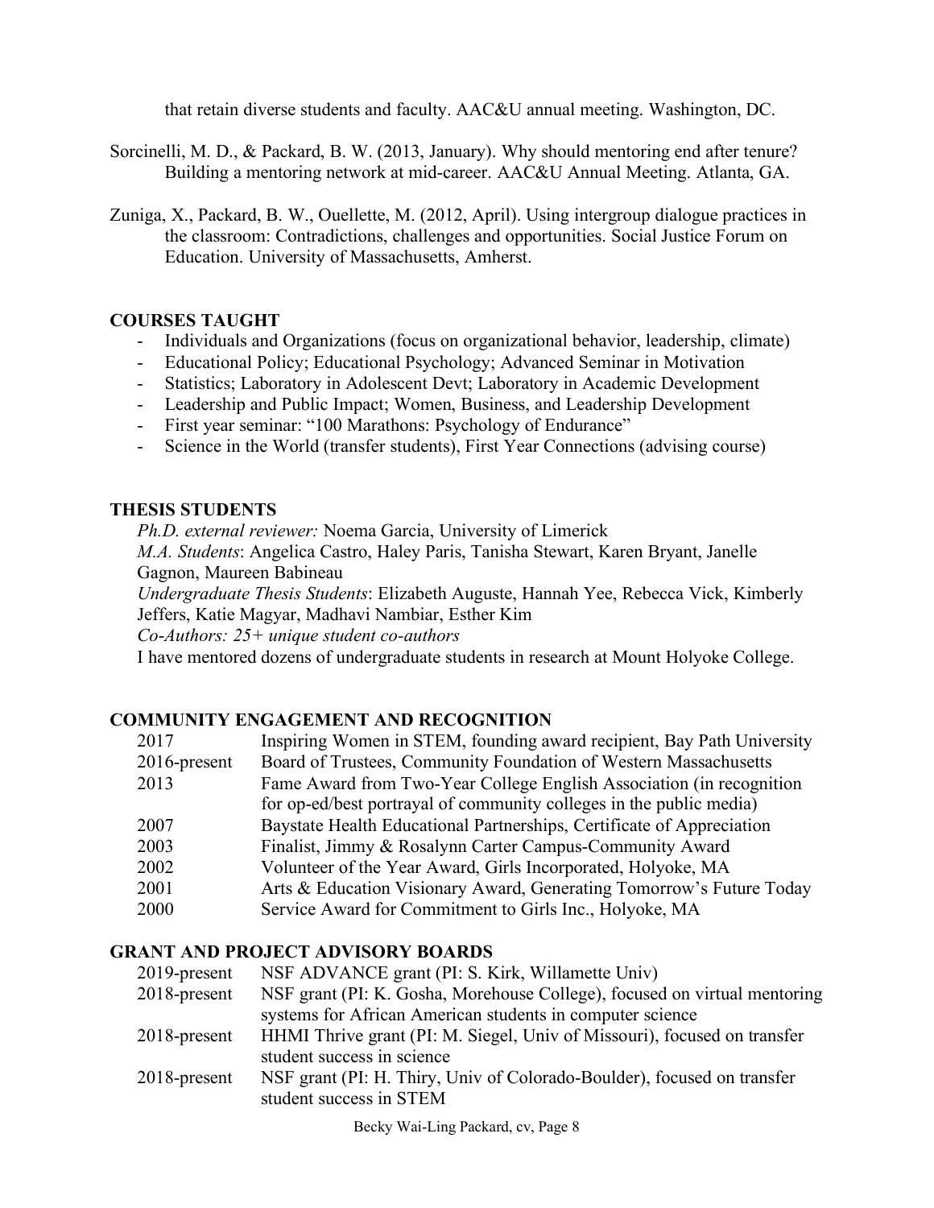that retain diverse students and faculty. AAC&U annual meeting. Washington, DC.

Sorcinelli, M. D., & Packard, B. W. (2013, January). Why should mentoring end after tenure? Building a mentoring network at mid-career. AAC&U Annual Meeting. Atlanta, GA.

Zuniga, X., Packard, B. W., Ouellette, M. (2012, April). Using intergroup dialogue practices in the classroom: Contradictions, challenges and opportunities. Social Justice Forum on Education. University of Massachusetts, Amherst.

## COURSES TAUGHT

- Individuals and Organizations (focus on organizational behavior, leadership, climate)
- Educational Policy; Educational Psychology; Advanced Seminar in Motivation
- Statistics; Laboratory in Adolescent Devt; Laboratory in Academic Development
- Leadership and Public Impact; Women, Business, and Leadership Development
- First year seminar: "100 Marathons: Psychology of Endurance"
- Science in the World (transfer students), First Year Connections (advising course)

## THESIS STUDENTS

*Ph.D. external reviewer:* Noema Garcia, University of Limerick
*M.A. Students*: Angelica Castro, Haley Paris, Tanisha Stewart, Karen Bryant, Janelle Gagnon, Maureen Babineau
*Undergraduate Thesis Students*: Elizabeth Auguste, Hannah Yee, Rebecca Vick, Kimberly Jeffers, Katie Magyar, Madhavi Nambiar, Esther Kim
*Co-Authors: 25+ unique student co-authors*
I have mentored dozens of undergraduate students in research at Mount Holyoke College.

## COMMUNITY ENGAGEMENT AND RECOGNITION

| | |
|---|---|
| 2017 | Inspiring Women in STEM, founding award recipient, Bay Path University |
| 2016-present | Board of Trustees, Community Foundation of Western Massachusetts |
| 2013 | Fame Award from Two-Year College English Association (in recognition for op-ed/best portrayal of community colleges in the public media) |
| 2007 | Baystate Health Educational Partnerships, Certificate of Appreciation |
| 2003 | Finalist, Jimmy & Rosalynn Carter Campus-Community Award |
| 2002 | Volunteer of the Year Award, Girls Incorporated, Holyoke, MA |
| 2001 | Arts & Education Visionary Award, Generating Tomorrow's Future Today |
| 2000 | Service Award for Commitment to Girls Inc., Holyoke, MA |

## GRANT AND PROJECT ADVISORY BOARDS

| | |
|---|---|
| 2019-present | NSF ADVANCE grant (PI: S. Kirk, Willamette Univ) |
| 2018-present | NSF grant (PI: K. Gosha, Morehouse College), focused on virtual mentoring systems for African American students in computer science |
| 2018-present | HHMI Thrive grant (PI: M. Siegel, Univ of Missouri), focused on transfer student success in science |
| 2018-present | NSF grant (PI: H. Thiry, Univ of Colorado-Boulder), focused on transfer student success in STEM |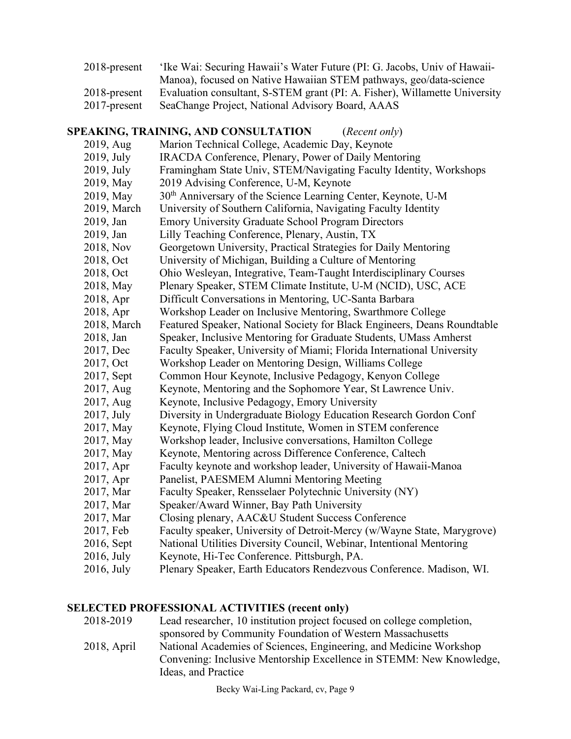| | |
|---|---|
| 2018-present | ‘Ike Wai: Securing Hawaii’s Water Future (PI: G. Jacobs, Univ of Hawaii-Manoa), focused on Native Hawaiian STEM pathways, geo/data-science |
| 2018-present | Evaluation consultant, S-STEM grant (PI: A. Fisher), Willamette University |
| 2017-present | SeaChange Project, National Advisory Board, AAAS |

## SPEAKING, TRAINING, AND CONSULTATION (*Recent only*)

| | |
|---|---|
| 2019, Aug | Marion Technical College, Academic Day, Keynote |
| 2019, July | IRACDA Conference, Plenary, Power of Daily Mentoring |
| 2019, July | Framingham State Univ, STEM/Navigating Faculty Identity, Workshops |
| 2019, May | 2019 Advising Conference, U-M, Keynote |
| 2019, May | 30th Anniversary of the Science Learning Center, Keynote, U-M |
| 2019, March | University of Southern California, Navigating Faculty Identity |
| 2019, Jan | Emory University Graduate School Program Directors |
| 2019, Jan | Lilly Teaching Conference, Plenary, Austin, TX |
| 2018, Nov | Georgetown University, Practical Strategies for Daily Mentoring |
| 2018, Oct | University of Michigan, Building a Culture of Mentoring |
| 2018, Oct | Ohio Wesleyan, Integrative, Team-Taught Interdisciplinary Courses |
| 2018, May | Plenary Speaker, STEM Climate Institute, U-M (NCID), USC, ACE |
| 2018, Apr | Difficult Conversations in Mentoring, UC-Santa Barbara |
| 2018, Apr | Workshop Leader on Inclusive Mentoring, Swarthmore College |
| 2018, March | Featured Speaker, National Society for Black Engineers, Deans Roundtable |
| 2018, Jan | Speaker, Inclusive Mentoring for Graduate Students, UMass Amherst |
| 2017, Dec | Faculty Speaker, University of Miami; Florida International University |
| 2017, Oct | Workshop Leader on Mentoring Design, Williams College |
| 2017, Sept | Common Hour Keynote, Inclusive Pedagogy, Kenyon College |
| 2017, Aug | Keynote, Mentoring and the Sophomore Year, St Lawrence Univ. |
| 2017, Aug | Keynote, Inclusive Pedagogy, Emory University |
| 2017, July | Diversity in Undergraduate Biology Education Research Gordon Conf |
| 2017, May | Keynote, Flying Cloud Institute, Women in STEM conference |
| 2017, May | Workshop leader, Inclusive conversations, Hamilton College |
| 2017, May | Keynote, Mentoring across Difference Conference, Caltech |
| 2017, Apr | Faculty keynote and workshop leader, University of Hawaii-Manoa |
| 2017, Apr | Panelist, PAESMEM Alumni Mentoring Meeting |
| 2017, Mar | Faculty Speaker, Rensselaer Polytechnic University (NY) |
| 2017, Mar | Speaker/Award Winner, Bay Path University |
| 2017, Mar | Closing plenary, AAC&U Student Success Conference |
| 2017, Feb | Faculty speaker, University of Detroit-Mercy (w/Wayne State, Marygrove) |
| 2016, Sept | National Utilities Diversity Council, Webinar, Intentional Mentoring |
| 2016, July | Keynote, Hi-Tec Conference. Pittsburgh, PA. |
| 2016, July | Plenary Speaker, Earth Educators Rendezvous Conference. Madison, WI. |

## SELECTED PROFESSIONAL ACTIVITIES (recent only)

| | |
|---|---|
| 2018-2019 | Lead researcher, 10 institution project focused on college completion, sponsored by Community Foundation of Western Massachusetts |
| 2018, April | National Academies of Sciences, Engineering, and Medicine Workshop Convening: Inclusive Mentorship Excellence in STEMM: New Knowledge, Ideas, and Practice |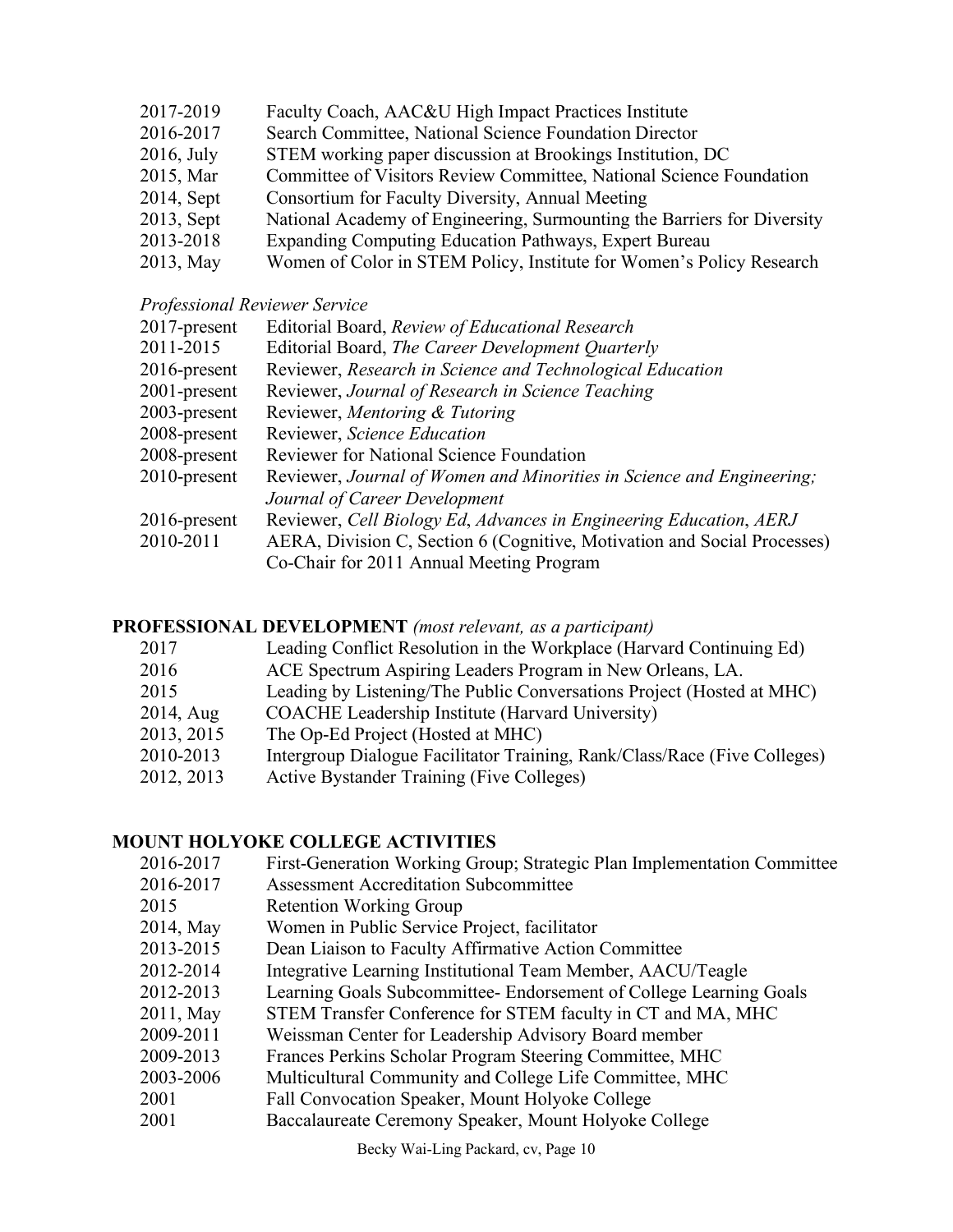2017-2019 Faculty Coach, AAC&U High Impact Practices Institute
2016-2017 Search Committee, National Science Foundation Director
2016, July STEM working paper discussion at Brookings Institution, DC
2015, Mar Committee of Visitors Review Committee, National Science Foundation
2014, Sept Consortium for Faculty Diversity, Annual Meeting
2013, Sept National Academy of Engineering, Surmounting the Barriers for Diversity
2013-2018 Expanding Computing Education Pathways, Expert Bureau
2013, May Women of Color in STEM Policy, Institute for Women's Policy Research

*Professional Reviewer Service*

2017-present Editorial Board, *Review of Educational Research*
2011-2015 Editorial Board, *The Career Development Quarterly*
2016-present Reviewer, *Research in Science and Technological Education*
2001-present Reviewer, *Journal of Research in Science Teaching*
2003-present Reviewer, *Mentoring & Tutoring*
2008-present Reviewer, *Science Education*
2008-present Reviewer for National Science Foundation
2010-present Reviewer, *Journal of Women and Minorities in Science and Engineering; Journal of Career Development*
2016-present Reviewer, *Cell Biology Ed*, *Advances in Engineering Education*, *AERJ*
2010-2011 AERA, Division C, Section 6 (Cognitive, Motivation and Social Processes) Co-Chair for 2011 Annual Meeting Program

## PROFESSIONAL DEVELOPMENT *(most relevant, as a participant)*

2017 Leading Conflict Resolution in the Workplace (Harvard Continuing Ed)
2016 ACE Spectrum Aspiring Leaders Program in New Orleans, LA.
2015 Leading by Listening/The Public Conversations Project (Hosted at MHC)
2014, Aug COACHE Leadership Institute (Harvard University)
2013, 2015 The Op-Ed Project (Hosted at MHC)
2010-2013 Intergroup Dialogue Facilitator Training, Rank/Class/Race (Five Colleges)
2012, 2013 Active Bystander Training (Five Colleges)

## MOUNT HOLYOKE COLLEGE ACTIVITIES

2016-2017 First-Generation Working Group; Strategic Plan Implementation Committee
2016-2017 Assessment Accreditation Subcommittee
2015 Retention Working Group
2014, May Women in Public Service Project, facilitator
2013-2015 Dean Liaison to Faculty Affirmative Action Committee
2012-2014 Integrative Learning Institutional Team Member, AACU/Teagle
2012-2013 Learning Goals Subcommittee- Endorsement of College Learning Goals
2011, May STEM Transfer Conference for STEM faculty in CT and MA, MHC
2009-2011 Weissman Center for Leadership Advisory Board member
2009-2013 Frances Perkins Scholar Program Steering Committee, MHC
2003-2006 Multicultural Community and College Life Committee, MHC
2001 Fall Convocation Speaker, Mount Holyoke College
2001 Baccalaureate Ceremony Speaker, Mount Holyoke College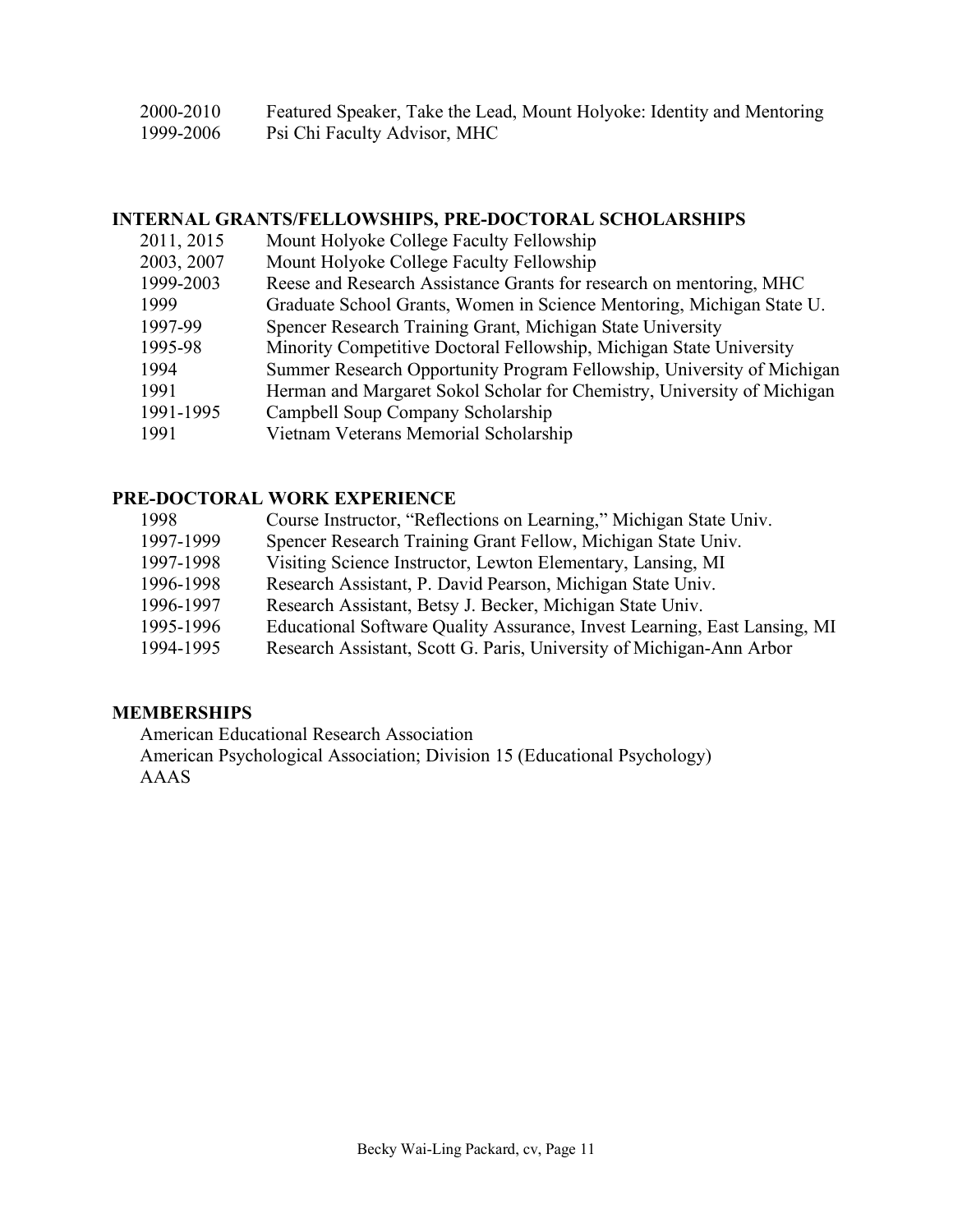| | |
|---|---|
| 2000-2010 | Featured Speaker, Take the Lead, Mount Holyoke: Identity and Mentoring |
| 1999-2006 | Psi Chi Faculty Advisor, MHC |

## INTERNAL GRANTS/FELLOWSHIPS, PRE-DOCTORAL SCHOLARSHIPS

| | |
|---|---|
| 2011, 2015 | Mount Holyoke College Faculty Fellowship |
| 2003, 2007 | Mount Holyoke College Faculty Fellowship |
| 1999-2003 | Reese and Research Assistance Grants for research on mentoring, MHC |
| 1999 | Graduate School Grants, Women in Science Mentoring, Michigan State U. |
| 1997-99 | Spencer Research Training Grant, Michigan State University |
| 1995-98 | Minority Competitive Doctoral Fellowship, Michigan State University |
| 1994 | Summer Research Opportunity Program Fellowship, University of Michigan |
| 1991 | Herman and Margaret Sokol Scholar for Chemistry, University of Michigan |
| 1991-1995 | Campbell Soup Company Scholarship |
| 1991 | Vietnam Veterans Memorial Scholarship |

## PRE-DOCTORAL WORK EXPERIENCE

| | |
|---|---|
| 1998 | Course Instructor, "Reflections on Learning," Michigan State Univ. |
| 1997-1999 | Spencer Research Training Grant Fellow, Michigan State Univ. |
| 1997-1998 | Visiting Science Instructor, Lewton Elementary, Lansing, MI |
| 1996-1998 | Research Assistant, P. David Pearson, Michigan State Univ. |
| 1996-1997 | Research Assistant, Betsy J. Becker, Michigan State Univ. |
| 1995-1996 | Educational Software Quality Assurance, Invest Learning, East Lansing, MI |
| 1994-1995 | Research Assistant, Scott G. Paris, University of Michigan-Ann Arbor |

## MEMBERSHIPS

American Educational Research Association
American Psychological Association; Division 15 (Educational Psychology)
AAAS